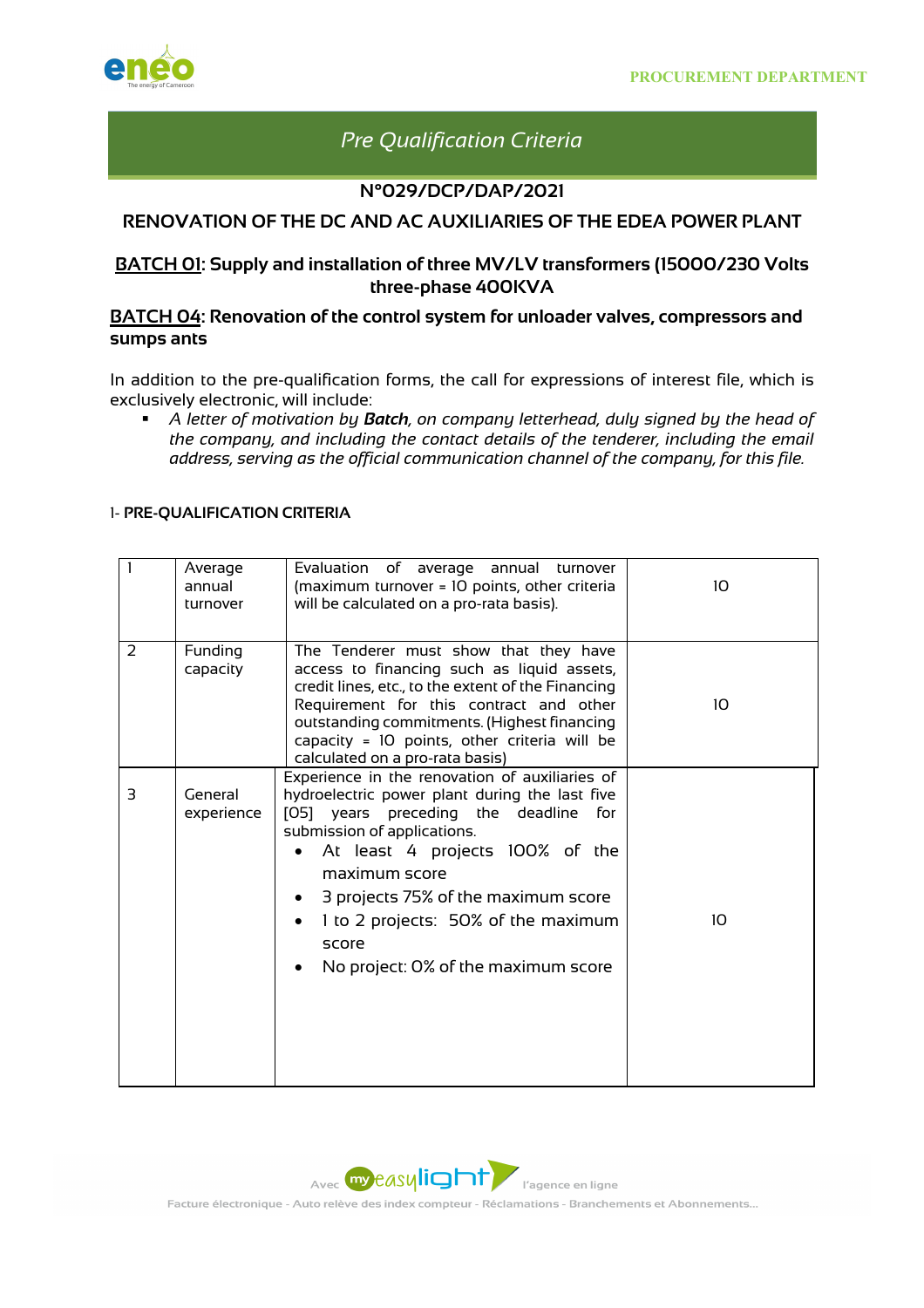PROCUREMENT DEPARTMENT

# Pre Qualification Criteria

## N°029/DCP/DAP/2021

## RENOVATION OF THE DC AND AC AUXILIARIES OF THE EDEA POWER PLANT

### BATCH 01: Supply and installation of three MV/LV transformers (15000/230 Volts three-phase 400KVA

### BATCH 04: Renovation of the control system for unloader valves, compressors and sumps ants

In addition to the pre-qualification forms, the call for expressions of interest file, which is exclusively electronic, will include:

- *A letter of motivation by **Batch**, on company letterhead, duly signed by the head of the company, and including the contact details of the tenderer, including the email address, serving as the official communication channel of the company, for this file.*

1- **PRE-QUALIFICATION CRITERIA**

| | | | |
|---|---|---|---|
| 1 | Average annual turnover | Evaluation of average annual turnover (maximum turnover = 10 points, other criteria will be calculated on a pro-rata basis). | 10 |
| 2 | Funding capacity | The Tenderer must show that they have access to financing such as liquid assets, credit lines, etc., to the extent of the Financing Requirement for this contract and other outstanding commitments. (Highest financing capacity = 10 points, other criteria will be calculated on a pro-rata basis) | 10 |
| 3 | General experience | Experience in the renovation of auxiliaries of hydroelectric power plant during the last five [05] years preceding the deadline for submission of applications.<br>• At least 4 projects 100% of the maximum score<br>• 3 projects 75% of the maximum score<br>• 1 to 2 projects: 50% of the maximum score<br>• No project: 0% of the maximum score | 10 |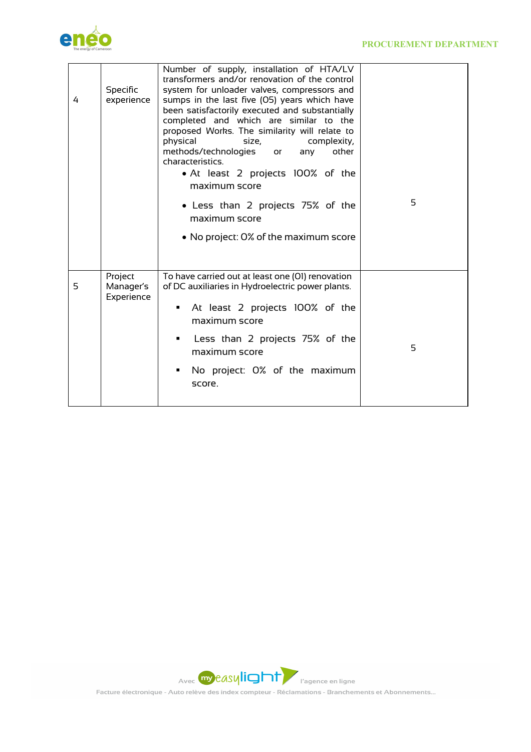| | | | |
|---|---|---|---|
| 4 | Specific experience | Number of supply, installation of HTA/LV transformers and/or renovation of the control system for unloader valves, compressors and sumps in the last five (05) years which have been satisfactorily executed and substantially completed and which are similar to the proposed Works. The similarity will relate to physical size, complexity, methods/technologies or any other characteristics.<br>• At least 2 projects 100% of the maximum score<br>• Less than 2 projects 75% of the maximum score<br>• No project: 0% of the maximum score | 5 |
| 5 | Project Manager's Experience | To have carried out at least one (01) renovation of DC auxiliaries in Hydroelectric power plants.<br>▪ At least 2 projects 100% of the maximum score<br>▪ Less than 2 projects 75% of the maximum score<br>▪ No project: 0% of the maximum score. | 5 |